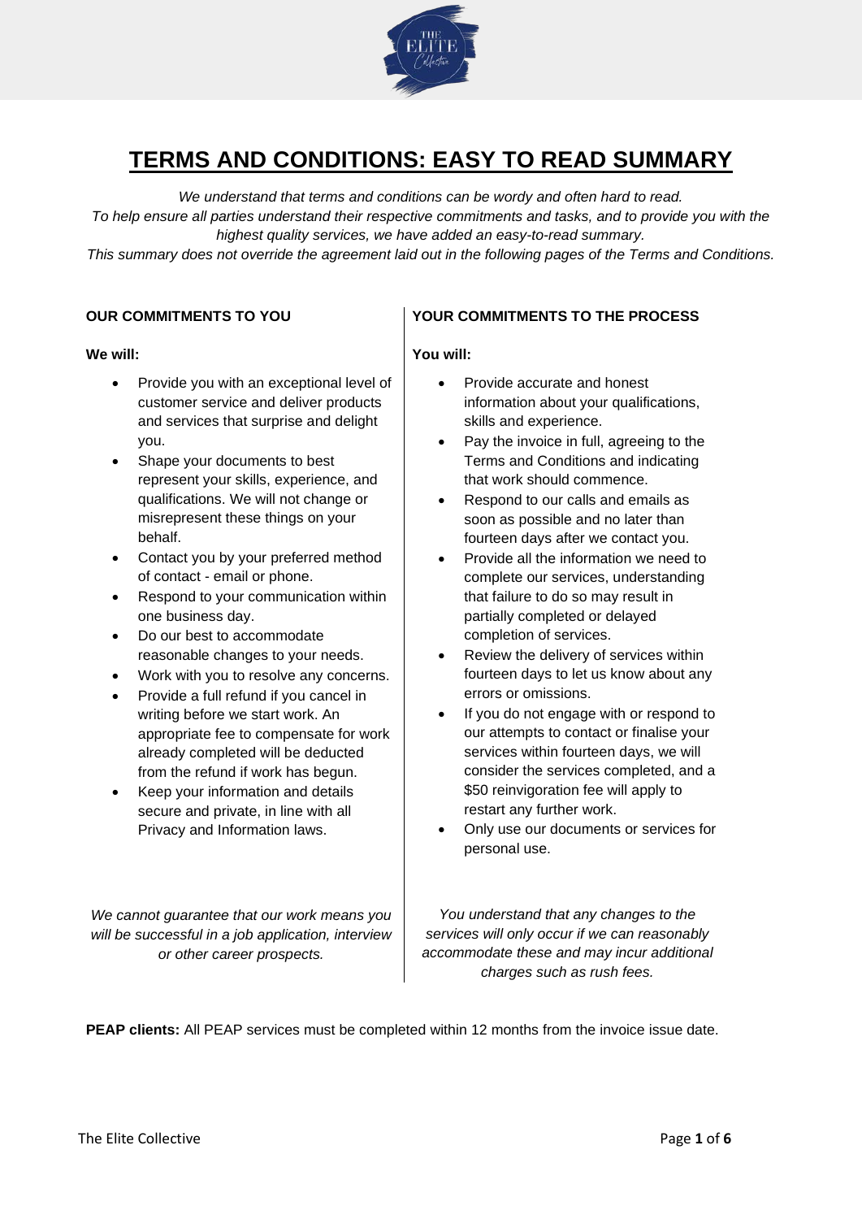# TERMS AND CONDITIONS: EASY TO READ SUMMARY

*We understand that terms and conditions can be wordy and often hard to read.*
*To help ensure all parties understand their respective commitments and tasks, and to provide you with the highest quality services, we have added an easy-to-read summary.*
*This summary does not override the agreement laid out in the following pages of the Terms and Conditions.*

### OUR COMMITMENTS TO YOU

**We will:**

- Provide you with an exceptional level of customer service and deliver products and services that surprise and delight you.
- Shape your documents to best represent your skills, experience, and qualifications. We will not change or misrepresent these things on your behalf.
- Contact you by your preferred method of contact - email or phone.
- Respond to your communication within one business day.
- Do our best to accommodate reasonable changes to your needs.
- Work with you to resolve any concerns.
- Provide a full refund if you cancel in writing before we start work. An appropriate fee to compensate for work already completed will be deducted from the refund if work has begun.
- Keep your information and details secure and private, in line with all Privacy and Information laws.

*We cannot guarantee that our work means you will be successful in a job application, interview or other career prospects.*

### YOUR COMMITMENTS TO THE PROCESS

**You will:**

- Provide accurate and honest information about your qualifications, skills and experience.
- Pay the invoice in full, agreeing to the Terms and Conditions and indicating that work should commence.
- Respond to our calls and emails as soon as possible and no later than fourteen days after we contact you.
- Provide all the information we need to complete our services, understanding that failure to do so may result in partially completed or delayed completion of services.
- Review the delivery of services within fourteen days to let us know about any errors or omissions.
- If you do not engage with or respond to our attempts to contact or finalise your services within fourteen days, we will consider the services completed, and a $50 reinvigoration fee will apply to restart any further work.
- Only use our documents or services for personal use.

*You understand that any changes to the services will only occur if we can reasonably accommodate these and may incur additional charges such as rush fees.*

**PEAP clients:** All PEAP services must be completed within 12 months from the invoice issue date.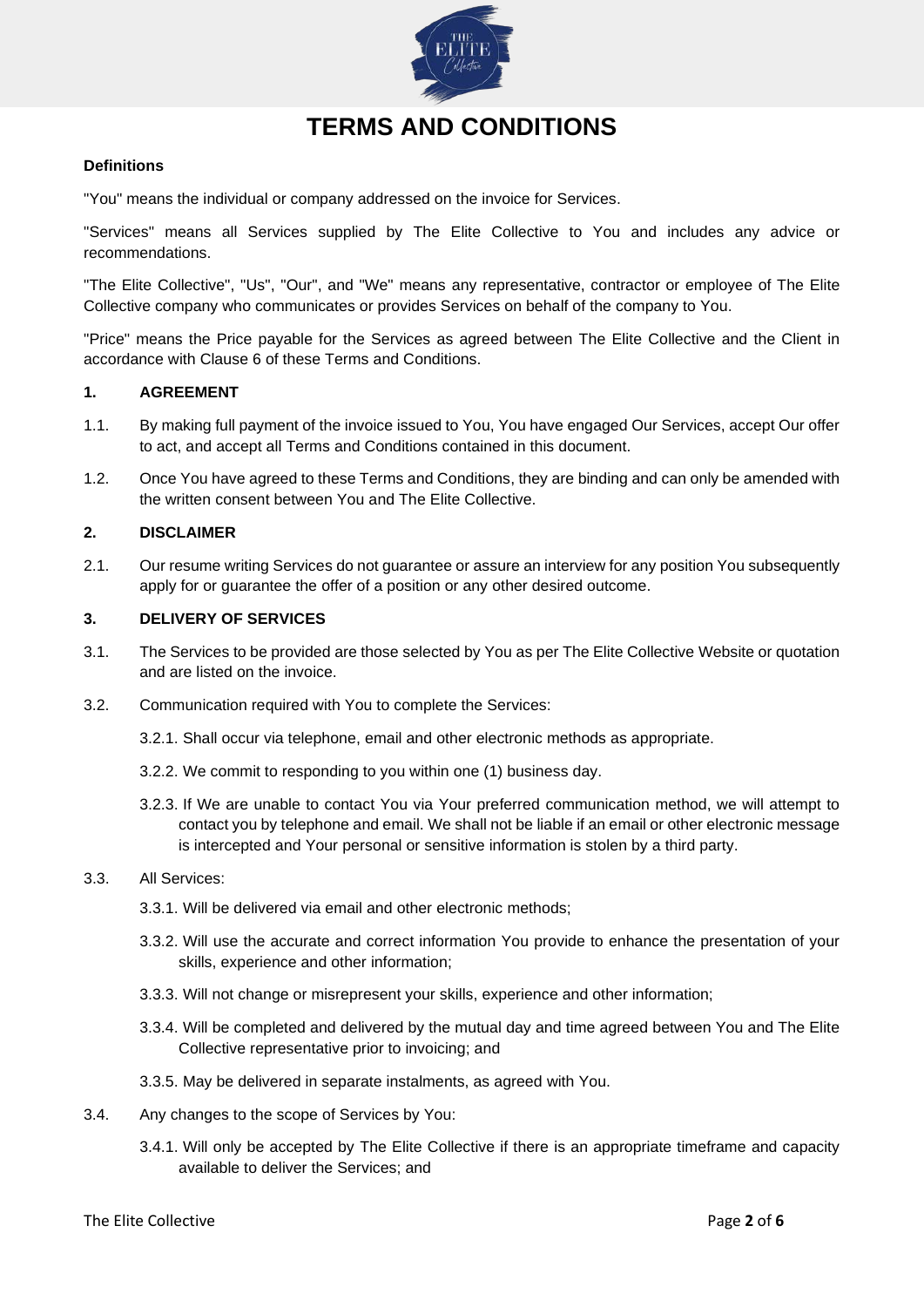# TERMS AND CONDITIONS

**Definitions**

"You" means the individual or company addressed on the invoice for Services.

"Services" means all Services supplied by The Elite Collective to You and includes any advice or recommendations.

"The Elite Collective", "Us", "Our", and "We" means any representative, contractor or employee of The Elite Collective company who communicates or provides Services on behalf of the company to You.

"Price" means the Price payable for the Services as agreed between The Elite Collective and the Client in accordance with Clause 6 of these Terms and Conditions.

**1. AGREEMENT**

1.1. By making full payment of the invoice issued to You, You have engaged Our Services, accept Our offer to act, and accept all Terms and Conditions contained in this document.

1.2. Once You have agreed to these Terms and Conditions, they are binding and can only be amended with the written consent between You and The Elite Collective.

**2. DISCLAIMER**

2.1. Our resume writing Services do not guarantee or assure an interview for any position You subsequently apply for or guarantee the offer of a position or any other desired outcome.

**3. DELIVERY OF SERVICES**

3.1. The Services to be provided are those selected by You as per The Elite Collective Website or quotation and are listed on the invoice.

3.2. Communication required with You to complete the Services:

3.2.1. Shall occur via telephone, email and other electronic methods as appropriate.

3.2.2. We commit to responding to you within one (1) business day.

3.2.3. If We are unable to contact You via Your preferred communication method, we will attempt to contact you by telephone and email. We shall not be liable if an email or other electronic message is intercepted and Your personal or sensitive information is stolen by a third party.

3.3. All Services:

3.3.1. Will be delivered via email and other electronic methods;

3.3.2. Will use the accurate and correct information You provide to enhance the presentation of your skills, experience and other information;

3.3.3. Will not change or misrepresent your skills, experience and other information;

3.3.4. Will be completed and delivered by the mutual day and time agreed between You and The Elite Collective representative prior to invoicing; and

3.3.5. May be delivered in separate instalments, as agreed with You.

3.4. Any changes to the scope of Services by You:

3.4.1. Will only be accepted by The Elite Collective if there is an appropriate timeframe and capacity available to deliver the Services; and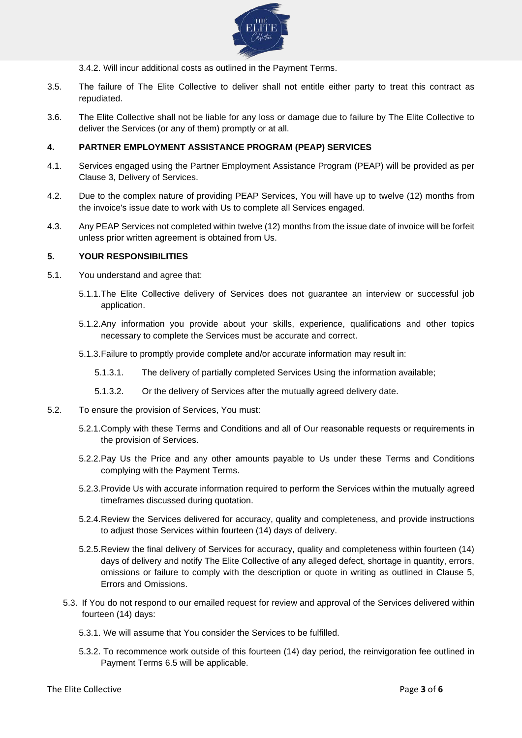3.4.2. Will incur additional costs as outlined in the Payment Terms.

3.5. The failure of The Elite Collective to deliver shall not entitle either party to treat this contract as repudiated.

3.6. The Elite Collective shall not be liable for any loss or damage due to failure by The Elite Collective to deliver the Services (or any of them) promptly or at all.

## 4. PARTNER EMPLOYMENT ASSISTANCE PROGRAM (PEAP) SERVICES

4.1. Services engaged using the Partner Employment Assistance Program (PEAP) will be provided as per Clause 3, Delivery of Services.

4.2. Due to the complex nature of providing PEAP Services, You will have up to twelve (12) months from the invoice's issue date to work with Us to complete all Services engaged.

4.3. Any PEAP Services not completed within twelve (12) months from the issue date of invoice will be forfeit unless prior written agreement is obtained from Us.

## 5. YOUR RESPONSIBILITIES

5.1. You understand and agree that:

5.1.1. The Elite Collective delivery of Services does not guarantee an interview or successful job application.

5.1.2. Any information you provide about your skills, experience, qualifications and other topics necessary to complete the Services must be accurate and correct.

5.1.3. Failure to promptly provide complete and/or accurate information may result in:

5.1.3.1. The delivery of partially completed Services Using the information available;

5.1.3.2. Or the delivery of Services after the mutually agreed delivery date.

5.2. To ensure the provision of Services, You must:

5.2.1. Comply with these Terms and Conditions and all of Our reasonable requests or requirements in the provision of Services.

5.2.2. Pay Us the Price and any other amounts payable to Us under these Terms and Conditions complying with the Payment Terms.

5.2.3. Provide Us with accurate information required to perform the Services within the mutually agreed timeframes discussed during quotation.

5.2.4. Review the Services delivered for accuracy, quality and completeness, and provide instructions to adjust those Services within fourteen (14) days of delivery.

5.2.5. Review the final delivery of Services for accuracy, quality and completeness within fourteen (14) days of delivery and notify The Elite Collective of any alleged defect, shortage in quantity, errors, omissions or failure to comply with the description or quote in writing as outlined in Clause 5, Errors and Omissions.

5.3. If You do not respond to our emailed request for review and approval of the Services delivered within fourteen (14) days:

5.3.1. We will assume that You consider the Services to be fulfilled.

5.3.2. To recommence work outside of this fourteen (14) day period, the reinvigoration fee outlined in Payment Terms 6.5 will be applicable.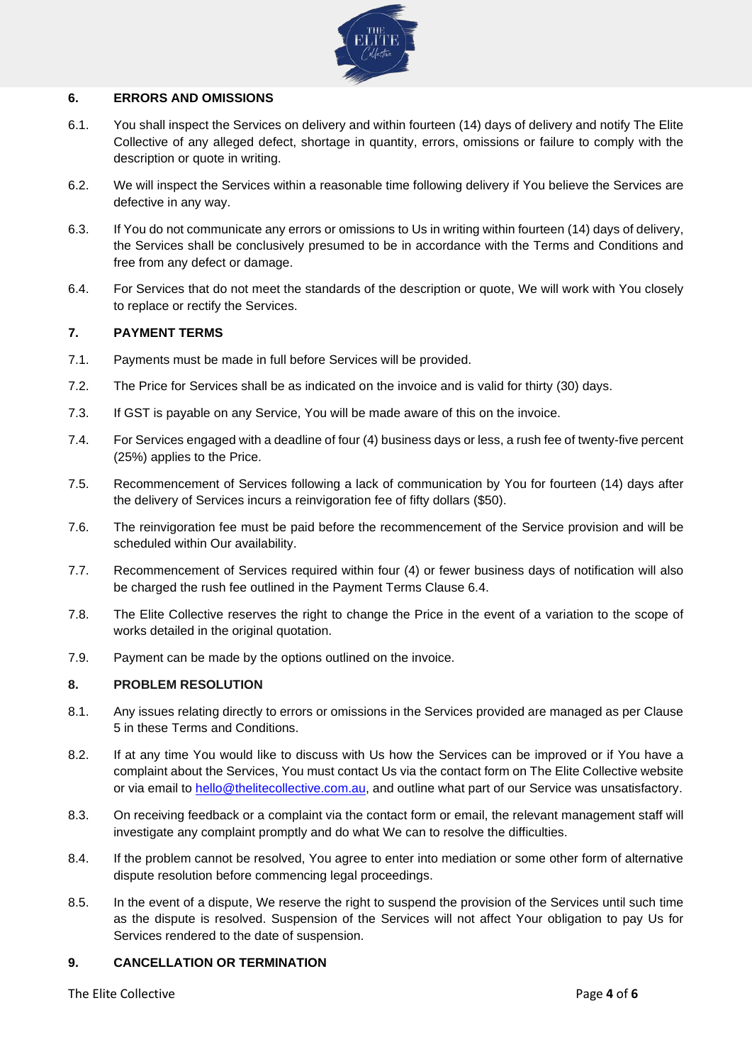## 6. ERRORS AND OMISSIONS

6.1. You shall inspect the Services on delivery and within fourteen (14) days of delivery and notify The Elite Collective of any alleged defect, shortage in quantity, errors, omissions or failure to comply with the description or quote in writing.

6.2. We will inspect the Services within a reasonable time following delivery if You believe the Services are defective in any way.

6.3. If You do not communicate any errors or omissions to Us in writing within fourteen (14) days of delivery, the Services shall be conclusively presumed to be in accordance with the Terms and Conditions and free from any defect or damage.

6.4. For Services that do not meet the standards of the description or quote, We will work with You closely to replace or rectify the Services.

## 7. PAYMENT TERMS

7.1. Payments must be made in full before Services will be provided.

7.2. The Price for Services shall be as indicated on the invoice and is valid for thirty (30) days.

7.3. If GST is payable on any Service, You will be made aware of this on the invoice.

7.4. For Services engaged with a deadline of four (4) business days or less, a rush fee of twenty-five percent (25%) applies to the Price.

7.5. Recommencement of Services following a lack of communication by You for fourteen (14) days after the delivery of Services incurs a reinvigoration fee of fifty dollars ($50).

7.6. The reinvigoration fee must be paid before the recommencement of the Service provision and will be scheduled within Our availability.

7.7. Recommencement of Services required within four (4) or fewer business days of notification will also be charged the rush fee outlined in the Payment Terms Clause 6.4.

7.8. The Elite Collective reserves the right to change the Price in the event of a variation to the scope of works detailed in the original quotation.

7.9. Payment can be made by the options outlined on the invoice.

## 8. PROBLEM RESOLUTION

8.1. Any issues relating directly to errors or omissions in the Services provided are managed as per Clause 5 in these Terms and Conditions.

8.2. If at any time You would like to discuss with Us how the Services can be improved or if You have a complaint about the Services, You must contact Us via the contact form on The Elite Collective website or via email to hello@thelitecollective.com.au, and outline what part of our Service was unsatisfactory.

8.3. On receiving feedback or a complaint via the contact form or email, the relevant management staff will investigate any complaint promptly and do what We can to resolve the difficulties.

8.4. If the problem cannot be resolved, You agree to enter into mediation or some other form of alternative dispute resolution before commencing legal proceedings.

8.5. In the event of a dispute, We reserve the right to suspend the provision of the Services until such time as the dispute is resolved. Suspension of the Services will not affect Your obligation to pay Us for Services rendered to the date of suspension.

## 9. CANCELLATION OR TERMINATION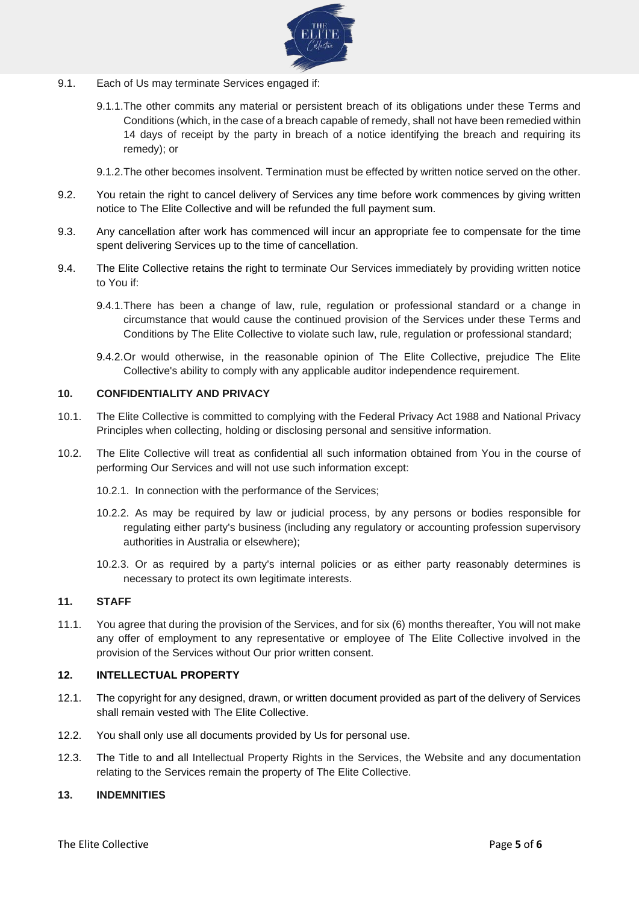9.1. Each of Us may terminate Services engaged if:

9.1.1. The other commits any material or persistent breach of its obligations under these Terms and Conditions (which, in the case of a breach capable of remedy, shall not have been remedied within 14 days of receipt by the party in breach of a notice identifying the breach and requiring its remedy); or

9.1.2. The other becomes insolvent. Termination must be effected by written notice served on the other.

9.2. You retain the right to cancel delivery of Services any time before work commences by giving written notice to The Elite Collective and will be refunded the full payment sum.

9.3. Any cancellation after work has commenced will incur an appropriate fee to compensate for the time spent delivering Services up to the time of cancellation.

9.4. The Elite Collective retains the right to terminate Our Services immediately by providing written notice to You if:

9.4.1. There has been a change of law, rule, regulation or professional standard or a change in circumstance that would cause the continued provision of the Services under these Terms and Conditions by The Elite Collective to violate such law, rule, regulation or professional standard;

9.4.2. Or would otherwise, in the reasonable opinion of The Elite Collective, prejudice The Elite Collective's ability to comply with any applicable auditor independence requirement.

## 10. CONFIDENTIALITY AND PRIVACY

10.1. The Elite Collective is committed to complying with the Federal Privacy Act 1988 and National Privacy Principles when collecting, holding or disclosing personal and sensitive information.

10.2. The Elite Collective will treat as confidential all such information obtained from You in the course of performing Our Services and will not use such information except:

10.2.1. In connection with the performance of the Services;

10.2.2. As may be required by law or judicial process, by any persons or bodies responsible for regulating either party's business (including any regulatory or accounting profession supervisory authorities in Australia or elsewhere);

10.2.3. Or as required by a party's internal policies or as either party reasonably determines is necessary to protect its own legitimate interests.

## 11. STAFF

11.1. You agree that during the provision of the Services, and for six (6) months thereafter, You will not make any offer of employment to any representative or employee of The Elite Collective involved in the provision of the Services without Our prior written consent.

## 12. INTELLECTUAL PROPERTY

12.1. The copyright for any designed, drawn, or written document provided as part of the delivery of Services shall remain vested with The Elite Collective.

12.2. You shall only use all documents provided by Us for personal use.

12.3. The Title to and all Intellectual Property Rights in the Services, the Website and any documentation relating to the Services remain the property of The Elite Collective.

## 13. INDEMNITIES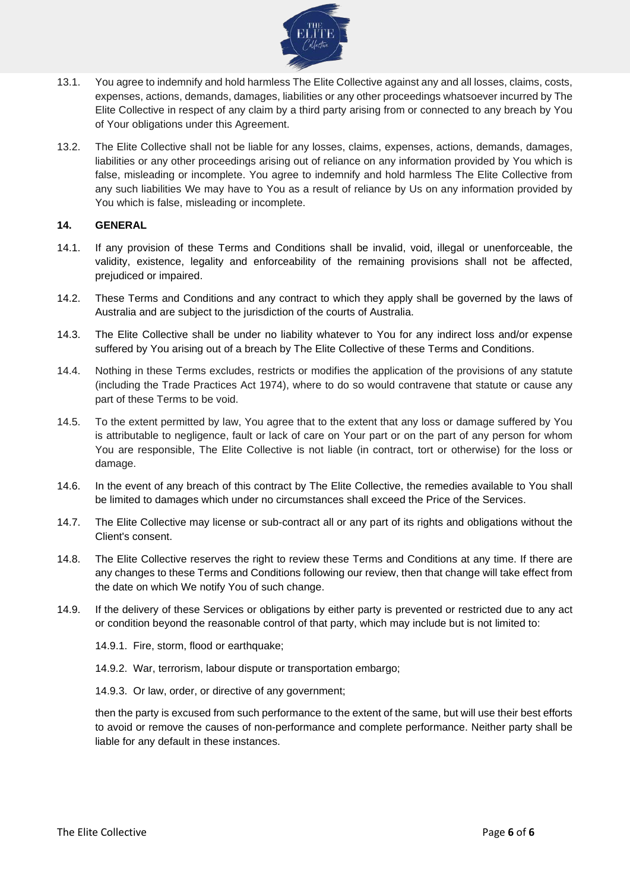13.1. You agree to indemnify and hold harmless The Elite Collective against any and all losses, claims, costs, expenses, actions, demands, damages, liabilities or any other proceedings whatsoever incurred by The Elite Collective in respect of any claim by a third party arising from or connected to any breach by You of Your obligations under this Agreement.

13.2. The Elite Collective shall not be liable for any losses, claims, expenses, actions, demands, damages, liabilities or any other proceedings arising out of reliance on any information provided by You which is false, misleading or incomplete. You agree to indemnify and hold harmless The Elite Collective from any such liabilities We may have to You as a result of reliance by Us on any information provided by You which is false, misleading or incomplete.

## 14. GENERAL

14.1. If any provision of these Terms and Conditions shall be invalid, void, illegal or unenforceable, the validity, existence, legality and enforceability of the remaining provisions shall not be affected, prejudiced or impaired.

14.2. These Terms and Conditions and any contract to which they apply shall be governed by the laws of Australia and are subject to the jurisdiction of the courts of Australia.

14.3. The Elite Collective shall be under no liability whatever to You for any indirect loss and/or expense suffered by You arising out of a breach by The Elite Collective of these Terms and Conditions.

14.4. Nothing in these Terms excludes, restricts or modifies the application of the provisions of any statute (including the Trade Practices Act 1974), where to do so would contravene that statute or cause any part of these Terms to be void.

14.5. To the extent permitted by law, You agree that to the extent that any loss or damage suffered by You is attributable to negligence, fault or lack of care on Your part or on the part of any person for whom You are responsible, The Elite Collective is not liable (in contract, tort or otherwise) for the loss or damage.

14.6. In the event of any breach of this contract by The Elite Collective, the remedies available to You shall be limited to damages which under no circumstances shall exceed the Price of the Services.

14.7. The Elite Collective may license or sub-contract all or any part of its rights and obligations without the Client's consent.

14.8. The Elite Collective reserves the right to review these Terms and Conditions at any time. If there are any changes to these Terms and Conditions following our review, then that change will take effect from the date on which We notify You of such change.

14.9. If the delivery of these Services or obligations by either party is prevented or restricted due to any act or condition beyond the reasonable control of that party, which may include but is not limited to:

14.9.1. Fire, storm, flood or earthquake;

14.9.2. War, terrorism, labour dispute or transportation embargo;

14.9.3. Or law, order, or directive of any government;

then the party is excused from such performance to the extent of the same, but will use their best efforts to avoid or remove the causes of non-performance and complete performance. Neither party shall be liable for any default in these instances.